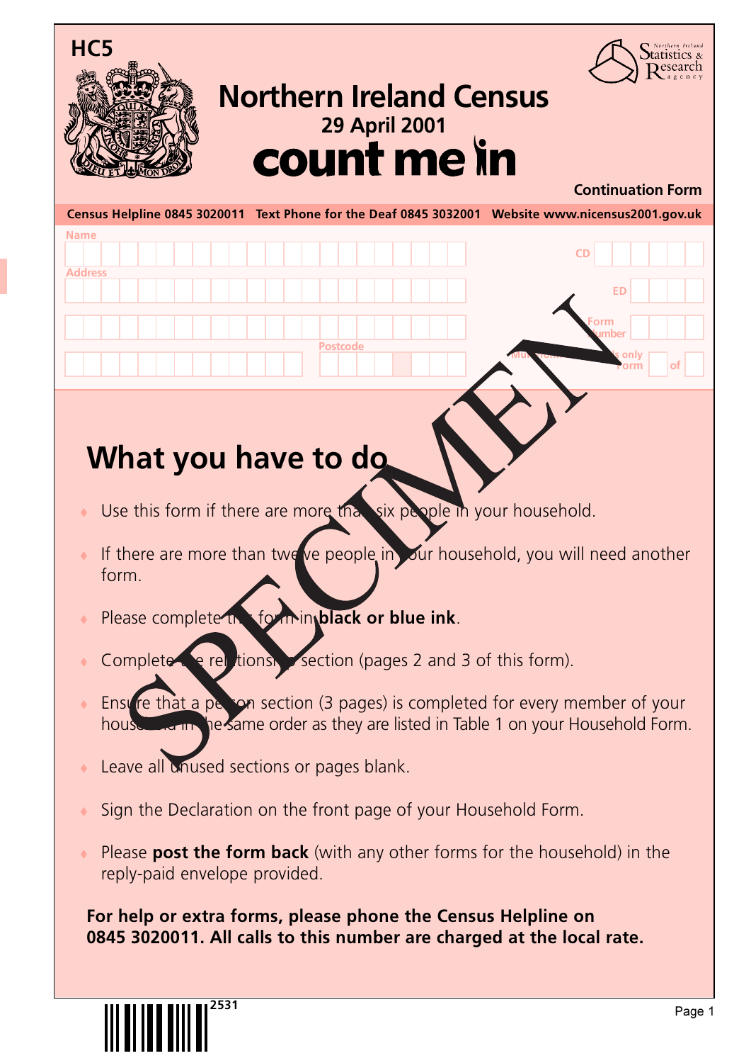HC5

# Northern Ireland Census

**29 April 2001**

**count me in**

Northern Ireland Statistics & Research agency

**Continuation Form**

**Census Helpline 0845 3020011 Text Phone for the Deaf 0845 3032001 Website www.nicensus2001.gov.uk**

Name

Address

Postcode

CD

ED

Form Number

Multi-form households only Form of

SPECIMEN

## What you have to do

- Use this form if there are more than six people in your household.
- If there are more than twelve people in your household, you will need another form.
- Please complete this form in **black or blue ink**.
- Complete the relationship section (pages 2 and 3 of this form).
- Ensure that a person section (3 pages) is completed for every member of your household in the same order as they are listed in Table 1 on your Household Form.
- Leave all unused sections or pages blank.
- Sign the Declaration on the front page of your Household Form.
- Please **post the form back** (with any other forms for the household) in the reply-paid envelope provided.

**For help or extra forms, please phone the Census Helpline on 0845 3020011. All calls to this number are charged at the local rate.**

2531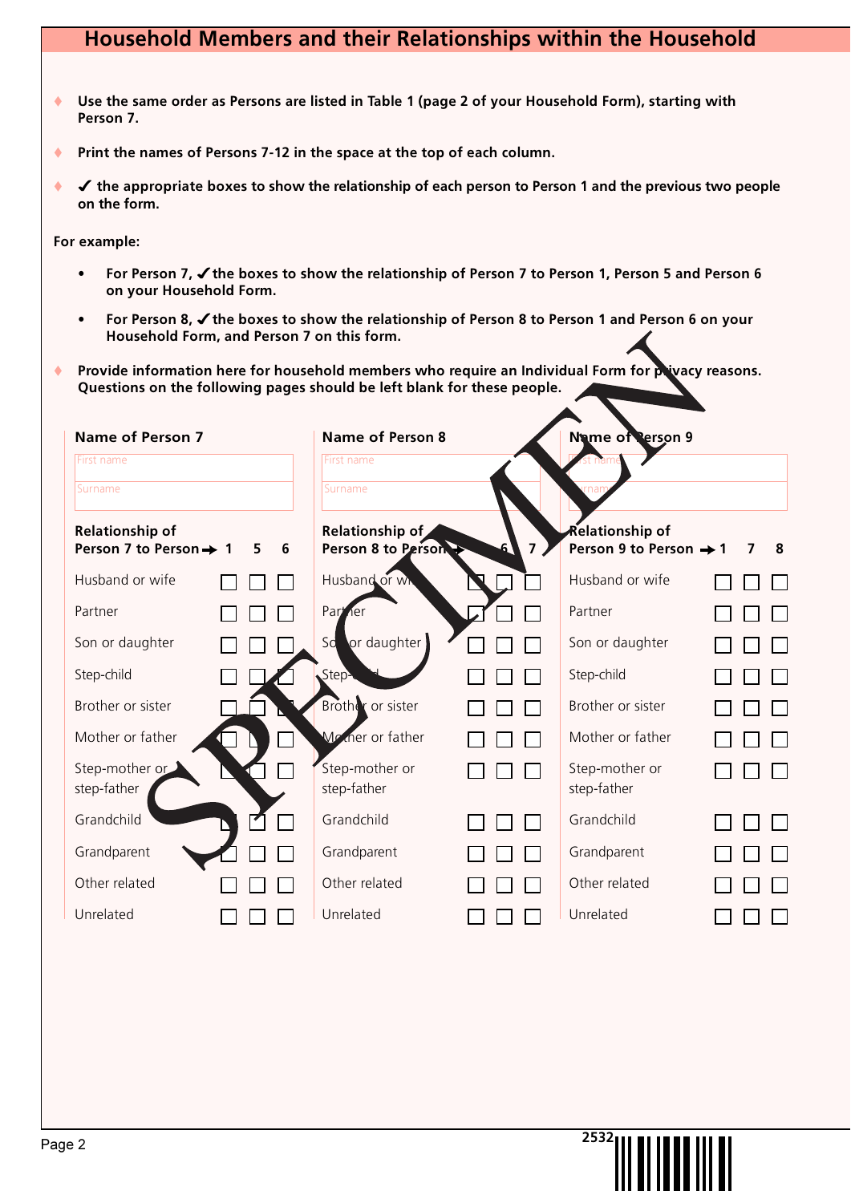## Household Members and their Relationships within the Household

- Use the same order as Persons are listed in Table 1 (page 2 of your Household Form), starting with Person 7.
- Print the names of Persons 7-12 in the space at the top of each column.
- ✓ the appropriate boxes to show the relationship of each person to Person 1 and the previous two people on the form.

**For example:**

- For Person 7, ✓the boxes to show the relationship of Person 7 to Person 1, Person 5 and Person 6 on your Household Form.
- For Person 8, ✓the boxes to show the relationship of Person 8 to Person 1 and Person 6 on your Household Form, and Person 7 on this form.

- Provide information here for household members who require an Individual Form for privacy reasons. Questions on the following pages should be left blank for these people.

SPECIMEN

**Name of Person 7**

First name ______

Surname ______

| Relationship of Person 7 to Person → | 1 | 5 | 6 |
|---|---|---|---|
| Husband or wife | ☐ | ☐ | ☐ |
| Partner | ☐ | ☐ | ☐ |
| Son or daughter | ☐ | ☐ | ☐ |
| Step-child | ☐ | ☐ | ☐ |
| Brother or sister | ☐ | ☐ | ☐ |
| Mother or father | ☐ | ☐ | ☐ |
| Step-mother or step-father | ☐ | ☐ | ☐ |
| Grandchild | ☐ | ☐ | ☐ |
| Grandparent | ☐ | ☐ | ☐ |
| Other related | ☐ | ☐ | ☐ |
| Unrelated | ☐ | ☐ | ☐ |

**Name of Person 8**

First name ______

Surname ______

| Relationship of Person 8 to Person → | 1 | 6 | 7 |
|---|---|---|---|
| Husband or wife | ☐ | ☐ | ☐ |
| Partner | ☐ | ☐ | ☐ |
| Son or daughter | ☐ | ☐ | ☐ |
| Step-child | ☐ | ☐ | ☐ |
| Brother or sister | ☐ | ☐ | ☐ |
| Mother or father | ☐ | ☐ | ☐ |
| Step-mother or step-father | ☐ | ☐ | ☐ |
| Grandchild | ☐ | ☐ | ☐ |
| Grandparent | ☐ | ☐ | ☐ |
| Other related | ☐ | ☐ | ☐ |
| Unrelated | ☐ | ☐ | ☐ |

**Name of Person 9**

First name ______

Surname ______

| Relationship of Person 9 to Person → | 1 | 7 | 8 |
|---|---|---|---|
| Husband or wife | ☐ | ☐ | ☐ |
| Partner | ☐ | ☐ | ☐ |
| Son or daughter | ☐ | ☐ | ☐ |
| Step-child | ☐ | ☐ | ☐ |
| Brother or sister | ☐ | ☐ | ☐ |
| Mother or father | ☐ | ☐ | ☐ |
| Step-mother or step-father | ☐ | ☐ | ☐ |
| Grandchild | ☐ | ☐ | ☐ |
| Grandparent | ☐ | ☐ | ☐ |
| Other related | ☐ | ☐ | ☐ |
| Unrelated | ☐ | ☐ | ☐ |

2532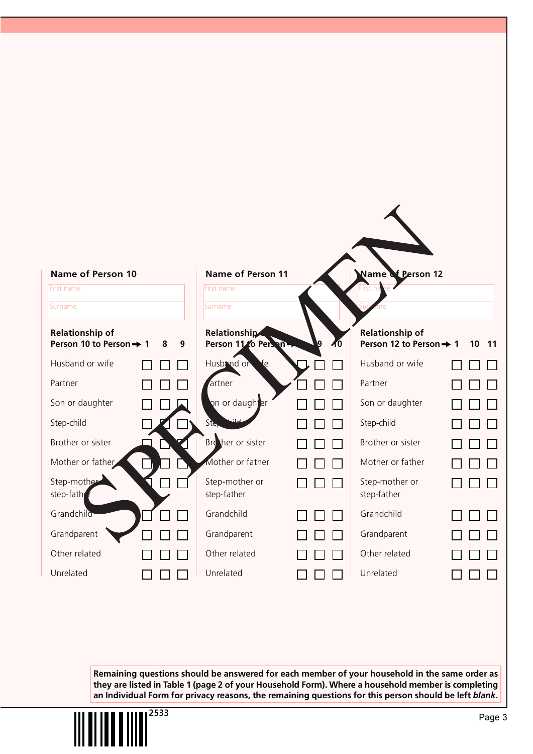SPECIMEN

**Name of Person 10**

First name

Surname

| Relationship of Person 10 to Person ➔ | 1 | 8 | 9 |
|---|---|---|---|
| Husband or wife | ☐ | ☐ | ☐ |
| Partner | ☐ | ☐ | ☐ |
| Son or daughter | ☐ | ☐ | ☐ |
| Step-child | ☐ | ☐ | ☐ |
| Brother or sister | ☐ | ☐ | ☐ |
| Mother or father | ☐ | ☐ | ☐ |
| Step-mother or step-father | ☐ | ☐ | ☐ |
| Grandchild | ☐ | ☐ | ☐ |
| Grandparent | ☐ | ☐ | ☐ |
| Other related | ☐ | ☐ | ☐ |
| Unrelated | ☐ | ☐ | ☐ |

**Name of Person 11**

First name

Surname

| Relationship of Person 11 to Person ➔ | 1 | 9 | 10 |
|---|---|---|---|
| Husband or wife | ☐ | ☐ | ☐ |
| Partner | ☐ | ☐ | ☐ |
| Son or daughter | ☐ | ☐ | ☐ |
| Step-child | ☐ | ☐ | ☐ |
| Brother or sister | ☐ | ☐ | ☐ |
| Mother or father | ☐ | ☐ | ☐ |
| Step-mother or step-father | ☐ | ☐ | ☐ |
| Grandchild | ☐ | ☐ | ☐ |
| Grandparent | ☐ | ☐ | ☐ |
| Other related | ☐ | ☐ | ☐ |
| Unrelated | ☐ | ☐ | ☐ |

**Name of Person 12**

First name

Surname

| Relationship of Person 12 to Person ➔ | 1 | 10 | 11 |
|---|---|---|---|
| Husband or wife | ☐ | ☐ | ☐ |
| Partner | ☐ | ☐ | ☐ |
| Son or daughter | ☐ | ☐ | ☐ |
| Step-child | ☐ | ☐ | ☐ |
| Brother or sister | ☐ | ☐ | ☐ |
| Mother or father | ☐ | ☐ | ☐ |
| Step-mother or step-father | ☐ | ☐ | ☐ |
| Grandchild | ☐ | ☐ | ☐ |
| Grandparent | ☐ | ☐ | ☐ |
| Other related | ☐ | ☐ | ☐ |
| Unrelated | ☐ | ☐ | ☐ |

**Remaining questions should be answered for each member of your household in the same order as they are listed in Table 1 (page 2 of your Household Form). Where a household member is completing an Individual Form for privacy reasons, the remaining questions for this person should be left *blank*.**

2533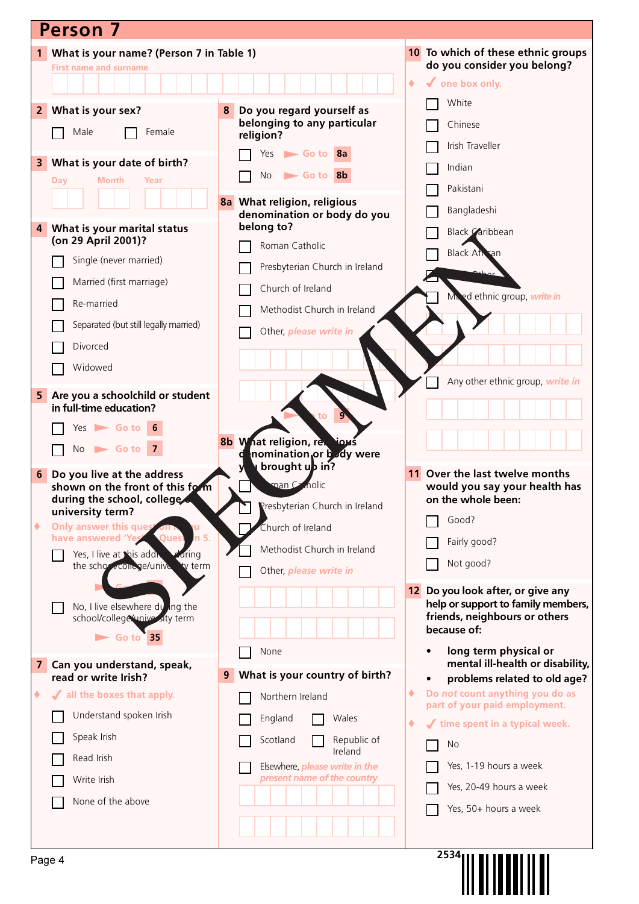# Person 7

**1 What is your name? (Person 7 in Table 1)**

First name and surname

**2 What is your sex?**

- ☐ Male
- ☐ Female

**3 What is your date of birth?**

Day Month Year

**4 What is your marital status (on 29 April 2001)?**

- ☐ Single (never married)
- ☐ Married (first marriage)
- ☐ Re-married
- ☐ Separated (but still legally married)
- ☐ Divorced
- ☐ Widowed

**5 Are you a schoolchild or student in full-time education?**

- ☐ Yes ► Go to **6**
- ☐ No ► Go to **7**

**6 Do you live at the address shown on the front of this form during the school, college or university term?**

♦ Only answer this question if you have answered 'Yes' to Question 5.

- ☐ Yes, I live at this address during the school/college/university term
  ► Go to **7**
- ☐ No, I live elsewhere during the school/college/university term
  ► Go to **35**

**7 Can you understand, speak, read or write Irish?**

♦ ✓ all the boxes that apply.

- ☐ Understand spoken Irish
- ☐ Speak Irish
- ☐ Read Irish
- ☐ Write Irish
- ☐ None of the above

**8 Do you regard yourself as belonging to any particular religion?**

- ☐ Yes ► Go to **8a**
- ☐ No ► Go to **8b**

**8a What religion, religious denomination or body do you belong to?**

- ☐ Roman Catholic
- ☐ Presbyterian Church in Ireland
- ☐ Church of Ireland
- ☐ Methodist Church in Ireland
- ☐ Other, *please write in*

► Go to **9**

**8b What religion, religious denomination or body were you brought up in?**

- ☐ Roman Catholic
- ☐ Presbyterian Church in Ireland
- ☐ Church of Ireland
- ☐ Methodist Church in Ireland
- ☐ Other, *please write in*
- ☐ None

**9 What is your country of birth?**

- ☐ Northern Ireland
- ☐ England
- ☐ Wales
- ☐ Scotland
- ☐ Republic of Ireland
- ☐ Elsewhere, *please write in the present name of the country*

**10 To which of these ethnic groups do you consider you belong?**

♦ ✓ one box only.

- ☐ White
- ☐ Chinese
- ☐ Irish Traveller
- ☐ Indian
- ☐ Pakistani
- ☐ Bangladeshi
- ☐ Black Caribbean
- ☐ Black African
- ☐ Black Other
- ☐ Mixed ethnic group, *write in*
- ☐ Any other ethnic group, *write in*

**11 Over the last twelve months would you say your health has on the whole been:**

- ☐ Good?
- ☐ Fairly good?
- ☐ Not good?

**12 Do you look after, or give any help or support to family members, friends, neighbours or others because of:**

- long term physical or mental ill-health or disability,
- problems related to old age?

♦ Do *not* count anything you do as part of your paid employment.

♦ ✓ time spent in a typical week.

- ☐ No
- ☐ Yes, 1-19 hours a week
- ☐ Yes, 20-49 hours a week
- ☐ Yes, 50+ hours a week

2534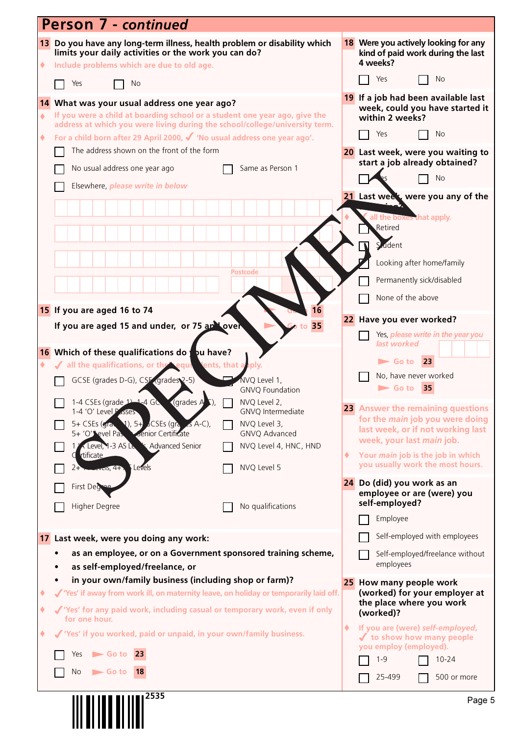# Person 7 - *continued*

**13 Do you have any long-term illness, health problem or disability which limits your daily activities or the work you can do?**

♦ Include problems which are due to old age.

☐ Yes ☐ No

**14 What was your usual address one year ago?**

♦ If you were a child at boarding school or a student one year ago, give the address at which you were living during the school/college/university term.

♦ For a child born after 29 April 2000, ✓ 'No usual address one year ago'.

☐ The address shown on the front of the form

☐ No usual address one year ago ☐ Same as Person 1

☐ Elsewhere, *please write in below*

Postcode

**15 If you are aged 16 to 74** ► Go to **16**

**If you are aged 15 and under, or 75 and over** ► Go to **35**

**16 Which of these qualifications do you have?**

♦ ✓ all the qualifications, or their equivalents, that apply.

☐ GCSE (grades D-G), CSE (grades 2-5)

☐ 1-4 CSEs (grade 1), 1-4 GCSEs (grades A-C), 1-4 'O' Level passes

☐ 5+ CSEs (grade 1), 5+ GCSEs (grades A-C), 5+ 'O' Level Passes, Senior Certificate

☐ 1 'A' Level, 1-3 AS Levels, Advanced Senior Certificate

☐ 2+ 'A' Levels, 4+ AS Levels

☐ First Degree

☐ Higher Degree

☐ NVQ Level 1, GNVQ Foundation

☐ NVQ Level 2, GNVQ Intermediate

☐ NVQ Level 3, GNVQ Advanced

☐ NVQ Level 4, HNC, HND

☐ NVQ Level 5

☐ No qualifications

**17 Last week, were you doing any work:**

- **as an employee, or on a Government sponsored training scheme,**
- **as self-employed/freelance, or**
- **in your own/family business (including shop or farm)?**

♦ ✓ 'Yes' if away from work ill, on maternity leave, on holiday or temporarily laid off.

♦ ✓ 'Yes' for any paid work, including casual or temporary work, even if only for one hour.

♦ ✓ 'Yes' if you worked, paid or unpaid, in your own/family business.

☐ Yes ► Go to **23**

☐ No ► Go to **18**

**18 Were you actively looking for any kind of paid work during the last 4 weeks?**

☐ Yes ☐ No

**19 If a job had been available last week, could you have started it within 2 weeks?**

☐ Yes ☐ No

**20 Last week, were you waiting to start a job already obtained?**

☐ Yes ☐ No

**21 Last week, were you any of the following?**

♦ ✓ all the boxes that apply.

☐ Retired

☐ Student

☐ Looking after home/family

☐ Permanently sick/disabled

☐ None of the above

**22 Have you ever worked?**

☐ Yes, *please write in the year you last worked*

► Go to **23**

☐ No, have never worked

► Go to **35**

**23 Answer the remaining questions for the *main* job you were doing last week, or if not working last week, your last *main* job.**

♦ Your *main* job is the job in which you usually work the most hours.

**24 Do (did) you work as an employee or are (were) you self-employed?**

☐ Employee

☐ Self-employed with employees

☐ Self-employed/freelance without employees

**25 How many people work (worked) for your employer at the place where you work (worked)?**

♦ If you are (were) *self-employed*, ✓ to show how many people you employ (employed).

☐ 1-9 ☐ 10-24

☐ 25-499 ☐ 500 or more

2535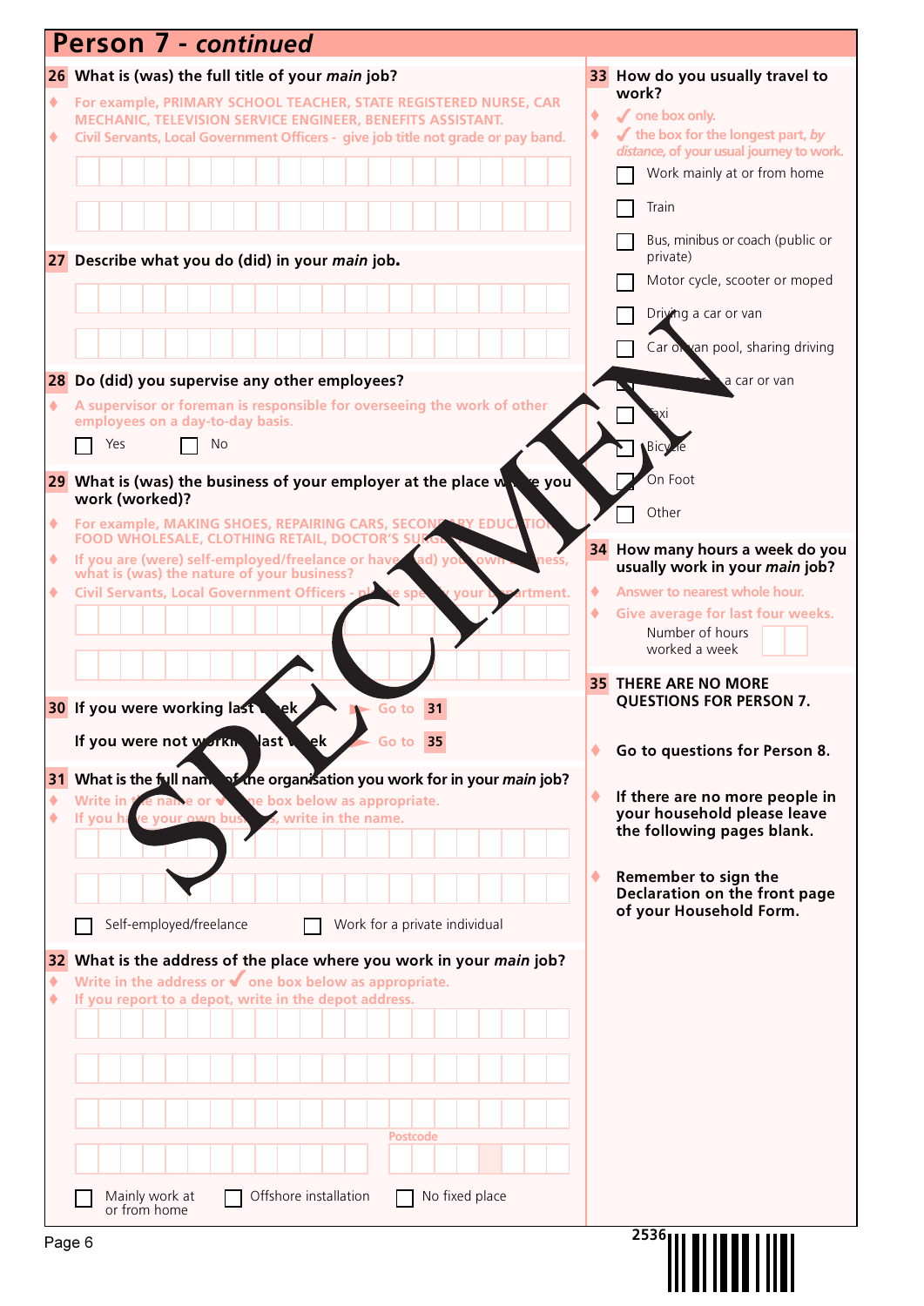# Person 7 - *continued*

**26 What is (was) the full title of your *main* job?**

- For example, PRIMARY SCHOOL TEACHER, STATE REGISTERED NURSE, CAR MECHANIC, TELEVISION SERVICE ENGINEER, BENEFITS ASSISTANT.
- Civil Servants, Local Government Officers - give job title not grade or pay band.

**27 Describe what you do (did) in your *main* job.**

**28 Do (did) you supervise any other employees?**

- A supervisor or foreman is responsible for overseeing the work of other employees on a day-to-day basis.

☐ Yes ☐ No

**29 What is (was) the business of your employer at the place where you work (worked)?**

- For example, MAKING SHOES, REPAIRING CARS, SECONDARY EDUCATION, FOOD WHOLESALE, CLOTHING RETAIL, DOCTOR'S SURGERY.
- If you are (were) self-employed/freelance or have (had) your own business, what is (was) the nature of your business?
- Civil Servants, Local Government Officers - please specify your department.

**30 If you were working last week** ➤ Go to **31**

**If you were not working last week** ➤ Go to **35**

**31 What is the full name of the organisation you work for in your *main* job?**

- Write in the name or ✓ one box below as appropriate.
- If you have your own business, write in the name.

☐ Self-employed/freelance ☐ Work for a private individual

**32 What is the address of the place where you work in your *main* job?**

- Write in the address or ✓ one box below as appropriate.
- If you report to a depot, write in the depot address.

Postcode

☐ Mainly work at or from home ☐ Offshore installation ☐ No fixed place

**33 How do you usually travel to work?**

- ✓ one box only.
- ✓ the box for the longest part, *by distance*, of your usual journey to work.

☐ Work mainly at or from home
☐ Train
☐ Bus, minibus or coach (public or private)
☐ Motor cycle, scooter or moped
☐ Driving a car or van
☐ Car or van pool, sharing driving
☐ Passenger in a car or van
☐ Taxi
☐ Bicycle
☐ On Foot
☐ Other

**34 How many hours a week do you usually work in your *main* job?**

- Answer to nearest whole hour.
- Give average for last four weeks.

Number of hours worked a week

**35 THERE ARE NO MORE QUESTIONS FOR PERSON 7.**

- **Go to questions for Person 8.**
- **If there are no more people in your household please leave the following pages blank.**
- **Remember to sign the Declaration on the front page of your Household Form.**

SPECIMEN

2536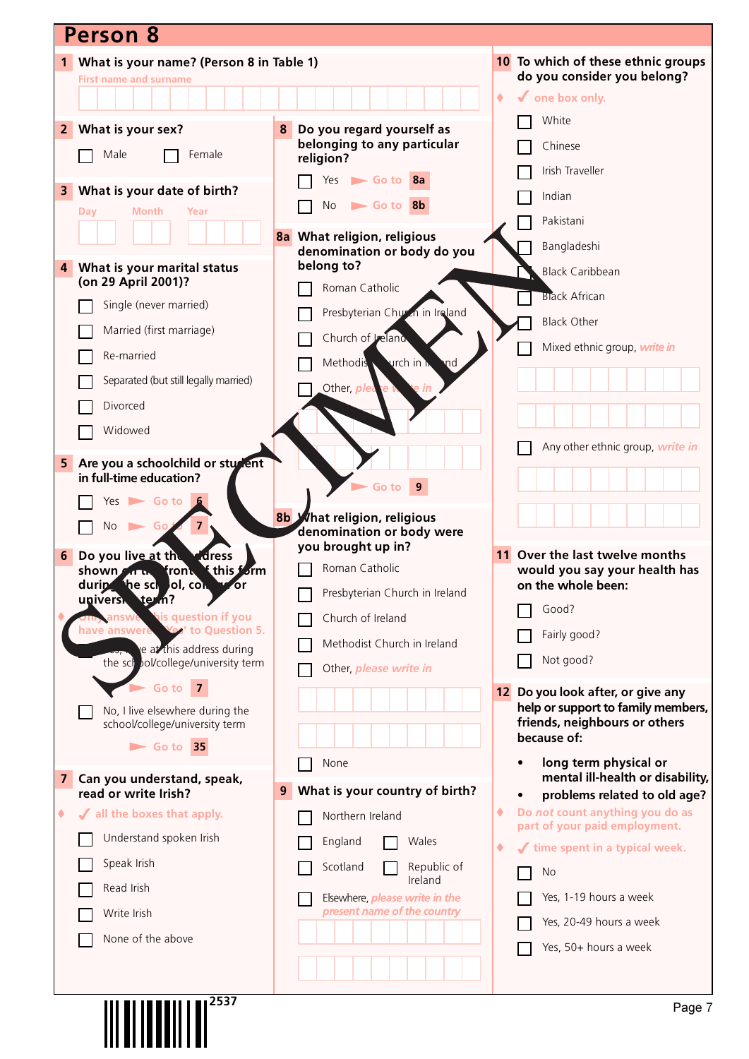# Person 8

**1 What is your name? (Person 8 in Table 1)**

First name and surname

**2 What is your sex?**

- ☐ Male
- ☐ Female

**3 What is your date of birth?**

Day | Month | Year

**4 What is your marital status (on 29 April 2001)?**

- ☐ Single (never married)
- ☐ Married (first marriage)
- ☐ Re-married
- ☐ Separated (but still legally married)
- ☐ Divorced
- ☐ Widowed

**5 Are you a schoolchild or student in full-time education?**

- ☐ Yes ► Go to 6
- ☐ No ► Go to 7

**6 Do you live at the address shown on the front of this form during the school, college or university term?**

♦ Only answer this question if you have answered 'Yes' to Question 5.

- ☐ Yes, I live at this address during the school/college/university term ► Go to 7
- ☐ No, I live elsewhere during the school/college/university term ► Go to 35

**7 Can you understand, speak, read or write Irish?**

♦ ✓ all the boxes that apply.

- ☐ Understand spoken Irish
- ☐ Speak Irish
- ☐ Read Irish
- ☐ Write Irish
- ☐ None of the above

**8 Do you regard yourself as belonging to any particular religion?**

- ☐ Yes ► Go to 8a
- ☐ No ► Go to 8b

**8a What religion, religious denomination or body do you belong to?**

- ☐ Roman Catholic
- ☐ Presbyterian Church in Ireland
- ☐ Church of Ireland
- ☐ Methodist Church in Ireland
- ☐ Other, please write in

► Go to 9

**8b What religion, religious denomination or body were you brought up in?**

- ☐ Roman Catholic
- ☐ Presbyterian Church in Ireland
- ☐ Church of Ireland
- ☐ Methodist Church in Ireland
- ☐ Other, please write in
- ☐ None

**9 What is your country of birth?**

- ☐ Northern Ireland
- ☐ England
- ☐ Wales
- ☐ Scotland
- ☐ Republic of Ireland
- ☐ Elsewhere, please write in the present name of the country

**10 To which of these ethnic groups do you consider you belong?**

♦ ✓ one box only.

- ☐ White
- ☐ Chinese
- ☐ Irish Traveller
- ☐ Indian
- ☐ Pakistani
- ☐ Bangladeshi
- ☐ Black Caribbean
- ☐ Black African
- ☐ Black Other
- ☐ Mixed ethnic group, write in
- ☐ Any other ethnic group, write in

**11 Over the last twelve months would you say your health has on the whole been:**

- ☐ Good?
- ☐ Fairly good?
- ☐ Not good?

**12 Do you look after, or give any help or support to family members, friends, neighbours or others because of:**

- long term physical or mental ill-health or disability,
- problems related to old age?

♦ Do *not* count anything you do as part of your paid employment.

♦ ✓ time spent in a typical week.

- ☐ No
- ☐ Yes, 1-19 hours a week
- ☐ Yes, 20-49 hours a week
- ☐ Yes, 50+ hours a week

SPECIMEN

2537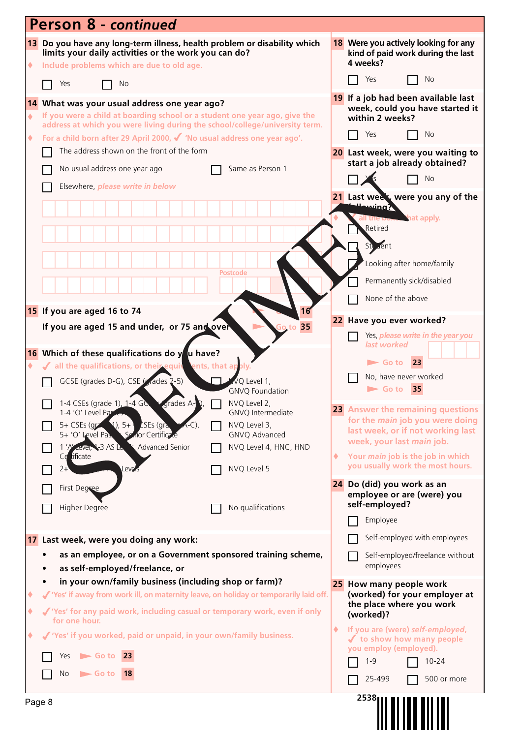# Person 8 - *continued*

**13 Do you have any long-term illness, health problem or disability which limits your daily activities or the work you can do?**

♦ Include problems which are due to old age.

☐ Yes ☐ No

**14 What was your usual address one year ago?**

♦ If you were a child at boarding school or a student one year ago, give the address at which you were living during the school/college/university term.

♦ For a child born after 29 April 2000, ✓ 'No usual address one year ago'.

☐ The address shown on the front of the form

☐ No usual address one year ago ☐ Same as Person 1

☐ Elsewhere, *please write in below*

Postcode

**15 If you are aged 16 to 74** ► Go to **16**

**If you are aged 15 and under, or 75 and over** ► Go to **35**

**16 Which of these qualifications do you have?**

♦ ✓ all the qualifications, or their equivalents, that apply.

☐ GCSE (grades D-G), CSE (grades 2-5)

☐ 1-4 CSEs (grade 1), 1-4 GCSEs (grades A-C), 1-4 'O' Level Passes

☐ 5+ CSEs (grade 1), 5+ GCSEs (grades A-C), 5+ 'O' Level Passes, Senior Certificate

☐ 1 'A' Level, 1-3 AS Levels, Advanced Senior Certificate

☐ 2+ 'A' Levels, 4+ AS Levels

☐ First Degree

☐ Higher Degree

☐ NVQ Level 1, GNVQ Foundation

☐ NVQ Level 2, GNVQ Intermediate

☐ NVQ Level 3, GNVQ Advanced

☐ NVQ Level 4, HNC, HND

☐ NVQ Level 5

☐ No qualifications

**17 Last week, were you doing any work:**

- **as an employee, or on a Government sponsored training scheme,**
- **as self-employed/freelance, or**
- **in your own/family business (including shop or farm)?**

♦ ✓ 'Yes' if away from work ill, on maternity leave, on holiday or temporarily laid off.

♦ ✓ 'Yes' for any paid work, including casual or temporary work, even if only for one hour.

♦ ✓ 'Yes' if you worked, paid or unpaid, in your own/family business.

☐ Yes ► Go to **23**

☐ No ► Go to **18**

**18 Were you actively looking for any kind of paid work during the last 4 weeks?**

☐ Yes ☐ No

**19 If a job had been available last week, could you have started it within 2 weeks?**

☐ Yes ☐ No

**20 Last week, were you waiting to start a job already obtained?**

☐ Yes ☐ No

**21 Last week, were you any of the following?**

♦ ✓ all the boxes that apply.

☐ Retired

☐ Student

☐ Looking after home/family

☐ Permanently sick/disabled

☐ None of the above

**22 Have you ever worked?**

☐ Yes, *please write in the year you last worked* ► Go to **23**

☐ No, have never worked ► Go to **35**

**23** Answer the remaining questions for the *main* job you were doing last week, or if not working last week, your last *main* job.

♦ Your *main* job is the job in which you usually work the most hours.

**24 Do (did) you work as an employee or are (were) you self-employed?**

☐ Employee

☐ Self-employed with employees

☐ Self-employed/freelance without employees

**25 How many people work (worked) for your employer at the place where you work (worked)?**

♦ If you are (were) *self-employed*, ✓ to show how many people you employ (employed).

☐ 1-9 ☐ 10-24

☐ 25-499 ☐ 500 or more

SPECIMEN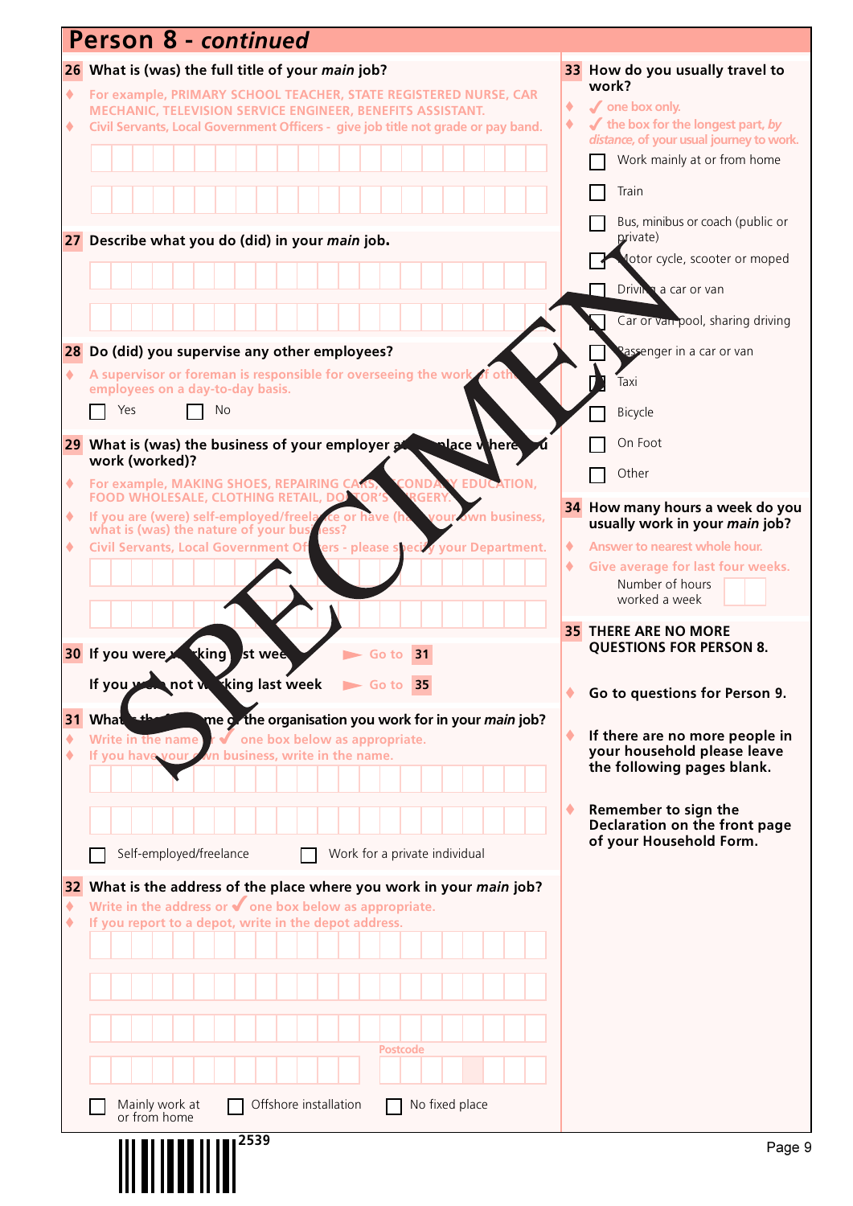# Person 8 - *continued*

**26 What is (was) the full title of your *main* job?**

- For example, PRIMARY SCHOOL TEACHER, STATE REGISTERED NURSE, CAR MECHANIC, TELEVISION SERVICE ENGINEER, BENEFITS ASSISTANT.
- Civil Servants, Local Government Officers - give job title not grade or pay band.

**27 Describe what you do (did) in your *main* job.**

**28 Do (did) you supervise any other employees?**

- A supervisor or foreman is responsible for overseeing the work of other employees on a day-to-day basis.

☐ Yes ☐ No

**29 What is (was) the business of your employer at the place where you work (worked)?**

- For example, MAKING SHOES, REPAIRING CARS, SECONDARY EDUCATION, FOOD WHOLESALE, CLOTHING RETAIL, DOCTOR'S SURGERY.
- If you are (were) self-employed/freelance or have (had) your own business, what is (was) the nature of your business?
- Civil Servants, Local Government Officers - please specify your Department.

**30** If you were working last week ➤ Go to **31**

If you were not working last week ➤ Go to **35**

**31 What is the full name of the organisation you work for in your *main* job?**

- Write in the name or ✓ one box below as appropriate.
- If you have your own business, write in the name.

☐ Self-employed/freelance ☐ Work for a private individual

**32 What is the address of the place where you work in your *main* job?**

- Write in the address or ✓ one box below as appropriate.
- If you report to a depot, write in the depot address.

Postcode

☐ Mainly work at or from home ☐ Offshore installation ☐ No fixed place

**33 How do you usually travel to work?**

- ✓ one box only.
- ✓ the box for the longest part, *by distance*, of your usual journey to work.

☐ Work mainly at or from home
☐ Train
☐ Bus, minibus or coach (public or private)
☐ Motor cycle, scooter or moped
☐ Driving a car or van
☐ Car or van pool, sharing driving
☐ Passenger in a car or van
☐ Taxi
☐ Bicycle
☐ On Foot
☐ Other

**34 How many hours a week do you usually work in your *main* job?**

- Answer to nearest whole hour.
- Give average for last four weeks.

Number of hours worked a week

**35 THERE ARE NO MORE QUESTIONS FOR PERSON 8.**

- **Go to questions for Person 9.**
- **If there are no more people in your household please leave the following pages blank.**
- **Remember to sign the Declaration on the front page of your Household Form.**

2539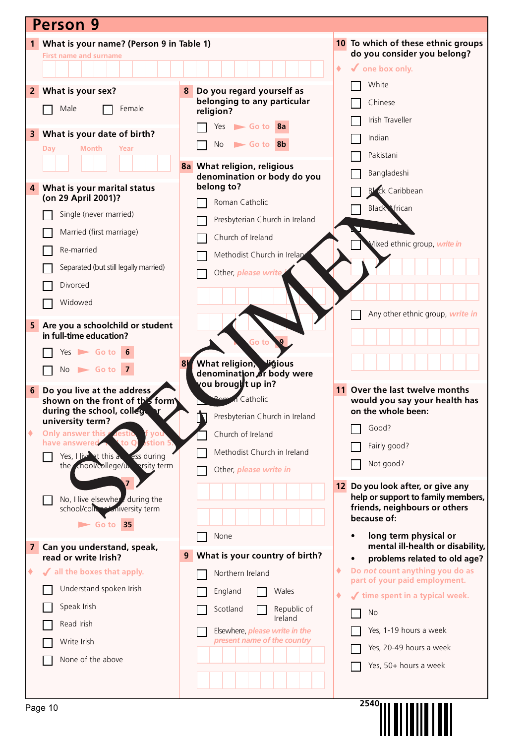# Person 9

**1 What is your name? (Person 9 in Table 1)**

First name and surname

**2 What is your sex?**

- ☐ Male
- ☐ Female

**3 What is your date of birth?**

Day | Month | Year

**4 What is your marital status (on 29 April 2001)?**

- ☐ Single (never married)
- ☐ Married (first marriage)
- ☐ Re-married
- ☐ Separated (but still legally married)
- ☐ Divorced
- ☐ Widowed

**5 Are you a schoolchild or student in full-time education?**

- ☐ Yes ► Go to **6**
- ☐ No ► Go to **7**

**6 Do you live at the address shown on the front of this form during the school, college or university term?**

♦ Only answer this question if you have answered 'Yes' to Question 5.

- ☐ Yes, I live at this address during the school/college/university term ► Go to **7**
- ☐ No, I live elsewhere during the school/college/university term ► Go to **35**

**7 Can you understand, speak, read or write Irish?**

♦ ✓ all the boxes that apply.

- ☐ Understand spoken Irish
- ☐ Speak Irish
- ☐ Read Irish
- ☐ Write Irish
- ☐ None of the above

**8 Do you regard yourself as belonging to any particular religion?**

- ☐ Yes ► Go to **8a**
- ☐ No ► Go to **8b**

**8a What religion, religious denomination or body do you belong to?**

- ☐ Roman Catholic
- ☐ Presbyterian Church in Ireland
- ☐ Church of Ireland
- ☐ Methodist Church in Ireland
- ☐ Other, *please write in*

► Go to **9**

**8b What religion, religious denomination or body were you brought up in?**

- ☐ Roman Catholic
- ☐ Presbyterian Church in Ireland
- ☐ Church of Ireland
- ☐ Methodist Church in Ireland
- ☐ Other, *please write in*
- ☐ None

**9 What is your country of birth?**

- ☐ Northern Ireland
- ☐ England
- ☐ Wales
- ☐ Scotland
- ☐ Republic of Ireland
- ☐ Elsewhere, *please write in the present name of the country*

**10 To which of these ethnic groups do you consider you belong?**

♦ ✓ one box only.

- ☐ White
- ☐ Chinese
- ☐ Irish Traveller
- ☐ Indian
- ☐ Pakistani
- ☐ Bangladeshi
- ☐ Black Caribbean
- ☐ Black African
- ☐ Black Other
- ☐ Mixed ethnic group, *write in*
- ☐ Any other ethnic group, *write in*

**11 Over the last twelve months would you say your health has on the whole been:**

- ☐ Good?
- ☐ Fairly good?
- ☐ Not good?

**12 Do you look after, or give any help or support to family members, friends, neighbours or others because of:**

- long term physical or mental ill-health or disability,
- problems related to old age?

♦ Do *not* count anything you do as part of your paid employment.

♦ ✓ time spent in a typical week.

- ☐ No
- ☐ Yes, 1-19 hours a week
- ☐ Yes, 20-49 hours a week
- ☐ Yes, 50+ hours a week

SPECIMEN

2540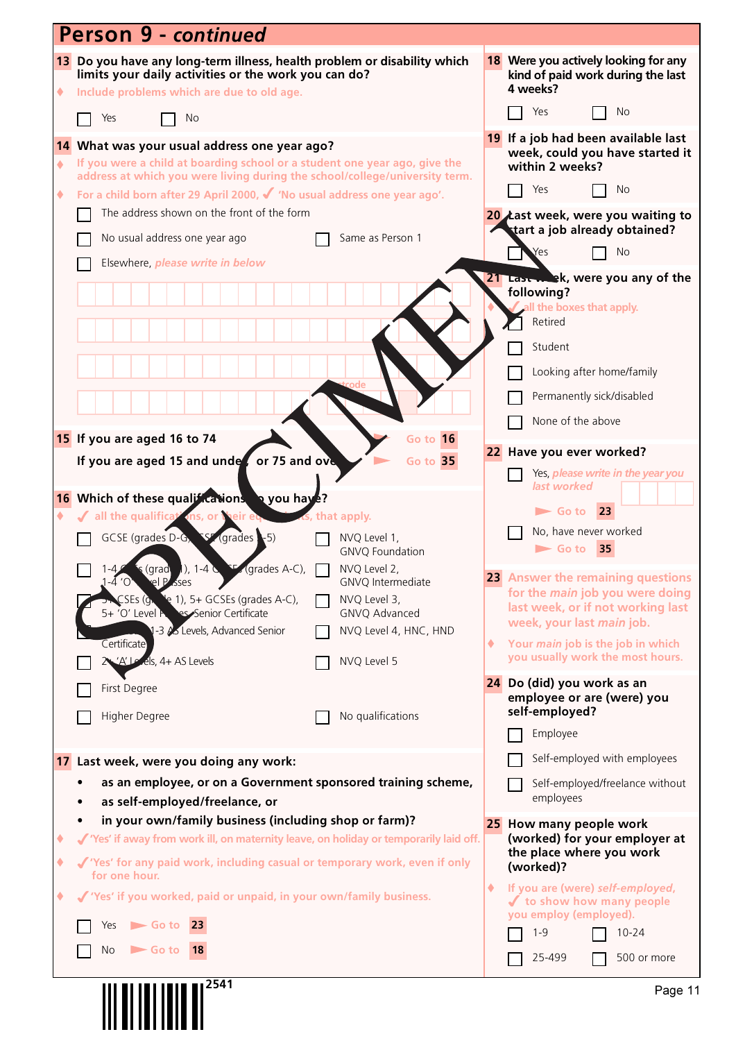# Person 9 - *continued*

**13 Do you have any long-term illness, health problem or disability which limits your daily activities or the work you can do?**

♦ Include problems which are due to old age.

- ☐ Yes
- ☐ No

**14 What was your usual address one year ago?**

♦ If you were a child at boarding school or a student one year ago, give the address at which you were living during the school/college/university term.

♦ For a child born after 29 April 2000, ✓ 'No usual address one year ago'.

- ☐ The address shown on the front of the form
- ☐ No usual address one year ago
- ☐ Same as Person 1
- ☐ Elsewhere, *please write in below*

Postcode

**15** If you are aged 16 to 74 ► Go to **16**

If you are aged 15 and under, or 75 and over ► Go to **35**

**16 Which of these qualifications do you have?**

♦ ✓ all the qualifications, or their equivalents, that apply.

- ☐ GCSE (grades D-G), CSE (grades 2-5)
- ☐ 1-4 CSEs (grade 1), 1-4 GCSEs (grades A-C), 1-4 'O' level Passes
- ☐ 5+ CSEs (grade 1), 5+ GCSEs (grades A-C), 5+ 'O' Level Passes, Senior Certificate
- ☐ 1 'A' Level, 1-3 AS Levels, Advanced Senior Certificate
- ☐ 2+ 'A' Levels, 4+ AS Levels
- ☐ First Degree
- ☐ Higher Degree
- ☐ NVQ Level 1, GNVQ Foundation
- ☐ NVQ Level 2, GNVQ Intermediate
- ☐ NVQ Level 3, GNVQ Advanced
- ☐ NVQ Level 4, HNC, HND
- ☐ NVQ Level 5
- ☐ No qualifications

**17 Last week, were you doing any work:**

- **as an employee, or on a Government sponsored training scheme,**
- **as self-employed/freelance, or**
- **in your own/family business (including shop or farm)?**

♦ ✓ 'Yes' if away from work ill, on maternity leave, on holiday or temporarily laid off.

♦ ✓ 'Yes' for any paid work, including casual or temporary work, even if only for one hour.

♦ ✓ 'Yes' if you worked, paid or unpaid, in your own/family business.

- ☐ Yes ► Go to **23**
- ☐ No ► Go to **18**

**18 Were you actively looking for any kind of paid work during the last 4 weeks?**

- ☐ Yes
- ☐ No

**19 If a job had been available last week, could you have started it within 2 weeks?**

- ☐ Yes
- ☐ No

**20 Last week, were you waiting to start a job already obtained?**

- ☐ Yes
- ☐ No

**21 Last week, were you any of the following?**

♦ ✓ all the boxes that apply.

- ☐ Retired
- ☐ Student
- ☐ Looking after home/family
- ☐ Permanently sick/disabled
- ☐ None of the above

**22 Have you ever worked?**

- ☐ Yes, *please write in the year you last worked* ► Go to **23**
- ☐ No, have never worked ► Go to **35**

**23 Answer the remaining questions for the *main* job you were doing last week, or if not working last week, your last *main* job.**

♦ Your *main* job is the job in which you usually work the most hours.

**24 Do (did) you work as an employee or are (were) you self-employed?**

- ☐ Employee
- ☐ Self-employed with employees
- ☐ Self-employed/freelance without employees

**25 How many people work (worked) for your employer at the place where you work (worked)?**

♦ If you are (were) *self-employed*, ✓ to show how many people you employ (employed).

- ☐ 1-9
- ☐ 10-24
- ☐ 25-499
- ☐ 500 or more

2541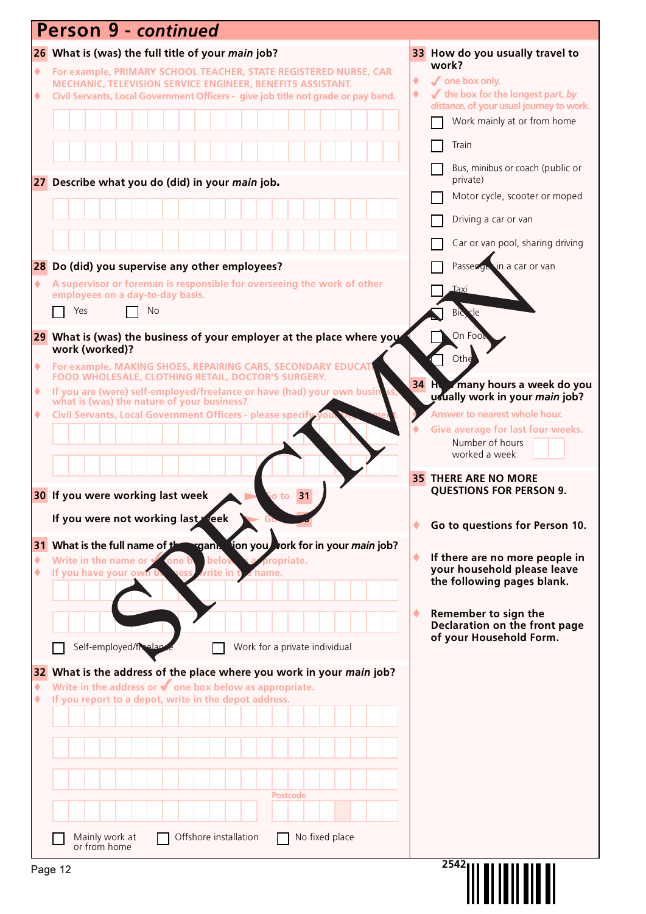# Person 9 - *continued*

**26 What is (was) the full title of your *main* job?**

- For example, PRIMARY SCHOOL TEACHER, STATE REGISTERED NURSE, CAR MECHANIC, TELEVISION SERVICE ENGINEER, BENEFITS ASSISTANT.
- Civil Servants, Local Government Officers - give job title not grade or pay band.

**27 Describe what you do (did) in your *main* job.**

**28 Do (did) you supervise any other employees?**

- A supervisor or foreman is responsible for overseeing the work of other employees on a day-to-day basis.

☐ Yes ☐ No

**29 What is (was) the business of your employer at the place where you work (worked)?**

- For example, MAKING SHOES, REPAIRING CARS, SECONDARY EDUCATION, FOOD WHOLESALE, CLOTHING RETAIL, DOCTOR'S SURGERY.
- If you are (were) self-employed/freelance or have (had) your own business, what is (was) the nature of your business?
- Civil Servants, Local Government Officers - please specify your department.

**30 If you were working last week** ➤ Go to **31**

**If you were not working last week** ➤ Go to **35**

**31 What is the full name of the organisation you work for in your *main* job?**

- Write in the name or ✓ one box below as appropriate.
- If you have your own business, write in the name.

☐ Self-employed/freelance ☐ Work for a private individual

**32 What is the address of the place where you work in your *main* job?**

- Write in the address or ✓ one box below as appropriate.
- If you report to a depot, write in the depot address.

Postcode

☐ Mainly work at or from home ☐ Offshore installation ☐ No fixed place

**33 How do you usually travel to work?**

- ✓ one box only.
- ✓ the box for the longest part, *by distance*, of your usual journey to work.

☐ Work mainly at or from home
☐ Train
☐ Bus, minibus or coach (public or private)
☐ Motor cycle, scooter or moped
☐ Driving a car or van
☐ Car or van pool, sharing driving
☐ Passenger in a car or van
☐ Taxi
☐ Bicycle
☐ On Foot
☐ Other

**34 How many hours a week do you usually work in your *main* job?**

- Answer to nearest whole hour.
- Give average for last four weeks.

Number of hours worked a week

**35 THERE ARE NO MORE QUESTIONS FOR PERSON 9.**

- **Go to questions for Person 10.**
- **If there are no more people in your household please leave the following pages blank.**
- **Remember to sign the Declaration on the front page of your Household Form.**

SPECIMEN

2542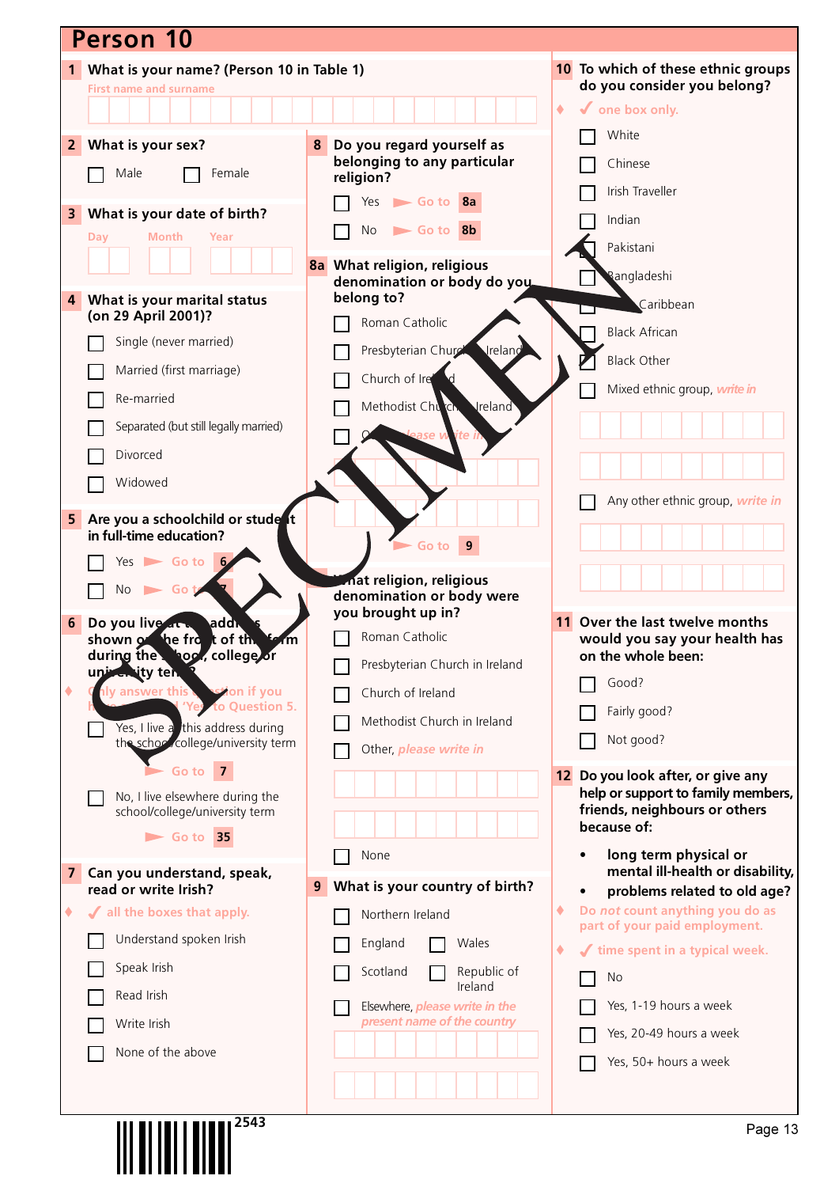# Person 10

**1 What is your name? (Person 10 in Table 1)**

First name and surname

**2 What is your sex?**

- ☐ Male
- ☐ Female

**3 What is your date of birth?**

Day Month Year

**4 What is your marital status (on 29 April 2001)?**

- ☐ Single (never married)
- ☐ Married (first marriage)
- ☐ Re-married
- ☐ Separated (but still legally married)
- ☐ Divorced
- ☐ Widowed

**5 Are you a schoolchild or student in full-time education?**

- ☐ Yes ► Go to 6
- ☐ No ► Go to 7

**6 Do you live at the address shown on the front of this form during the school, college or university term?**

♦ Only answer this question if you have answered 'Yes' to Question 5.

- ☐ Yes, I live at this address during the school/college/university term ► Go to 7
- ☐ No, I live elsewhere during the school/college/university term ► Go to 35

**7 Can you understand, speak, read or write Irish?**

♦ ✓ all the boxes that apply.

- ☐ Understand spoken Irish
- ☐ Speak Irish
- ☐ Read Irish
- ☐ Write Irish
- ☐ None of the above

**8 Do you regard yourself as belonging to any particular religion?**

- ☐ Yes ► Go to 8a
- ☐ No ► Go to 8b

**8a What religion, religious denomination or body do you belong to?**

- ☐ Roman Catholic
- ☐ Presbyterian Church in Ireland
- ☐ Church of Ireland
- ☐ Methodist Church in Ireland
- ☐ Other, please write in

► Go to 9

**8b What religion, religious denomination or body were you brought up in?**

- ☐ Roman Catholic
- ☐ Presbyterian Church in Ireland
- ☐ Church of Ireland
- ☐ Methodist Church in Ireland
- ☐ Other, please write in
- ☐ None

**9 What is your country of birth?**

- ☐ Northern Ireland
- ☐ England
- ☐ Wales
- ☐ Scotland
- ☐ Republic of Ireland
- ☐ Elsewhere, please write in the present name of the country

**10 To which of these ethnic groups do you consider you belong?**

♦ ✓ one box only.

- ☐ White
- ☐ Chinese
- ☐ Irish Traveller
- ☐ Indian
- ☐ Pakistani
- ☐ Bangladeshi
- ☐ Black Caribbean
- ☐ Black African
- ☐ Black Other
- ☐ Mixed ethnic group, write in
- ☐ Any other ethnic group, write in

**11 Over the last twelve months would you say your health has on the whole been:**

- ☐ Good?
- ☐ Fairly good?
- ☐ Not good?

**12 Do you look after, or give any help or support to family members, friends, neighbours or others because of:**

- long term physical or mental ill-health or disability,
- problems related to old age?

♦ Do *not* count anything you do as part of your paid employment.

♦ ✓ time spent in a typical week.

- ☐ No
- ☐ Yes, 1-19 hours a week
- ☐ Yes, 20-49 hours a week
- ☐ Yes, 50+ hours a week

SPECIMEN

2543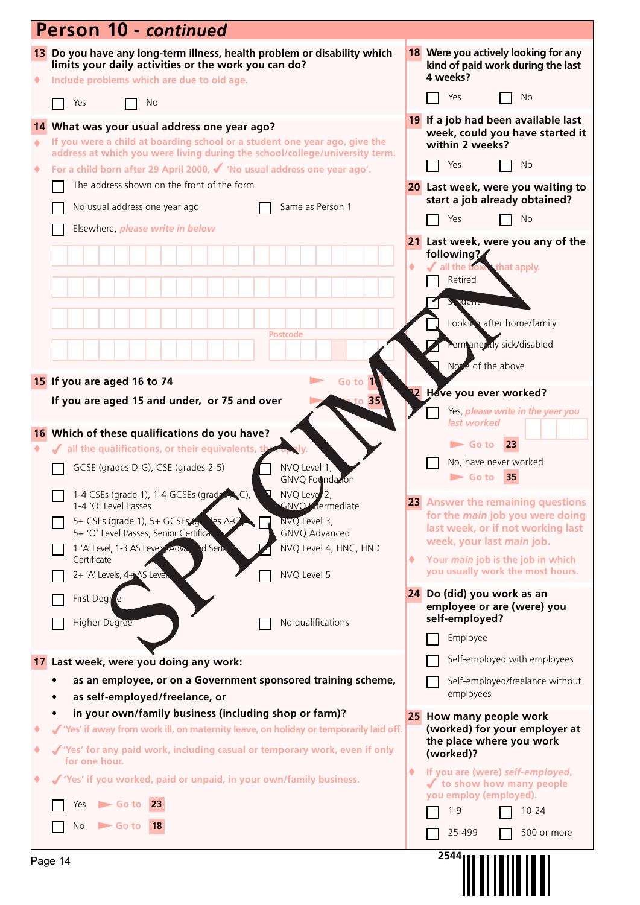# Person 10 - *continued*

**13 Do you have any long-term illness, health problem or disability which limits your daily activities or the work you can do?**

- Include problems which are due to old age.

☐ Yes ☐ No

**14 What was your usual address one year ago?**

- If you were a child at boarding school or a student one year ago, give the address at which you were living during the school/college/university term.
- For a child born after 29 April 2000, ✓ 'No usual address one year ago'.

☐ The address shown on the front of the form

☐ No usual address one year ago ☐ Same as Person 1

☐ Elsewhere, *please write in below*

Postcode

**15 If you are aged 16 to 74** ► Go to **16**

**If you are aged 15 and under, or 75 and over** ► Go to **35**

**16 Which of these qualifications do you have?**

- ✓ all the qualifications, or their equivalents, that apply.

☐ GCSE (grades D-G), CSE (grades 2-5)

☐ 1-4 CSEs (grade 1), 1-4 GCSEs (grades A-C), 1-4 'O' Level Passes

☐ 5+ CSEs (grade 1), 5+ GCSEs (grades A-C), 5+ 'O' Level Passes, Senior Certificate

☐ 1 'A' Level, 1-3 AS Levels, Advanced Senior Certificate

☐ 2+ 'A' Levels, 4+ AS Levels

☐ First Degree

☐ Higher Degree

☐ NVQ Level 1, GNVQ Foundation

☐ NVQ Level 2, GNVQ Intermediate

☐ NVQ Level 3, GNVQ Advanced

☐ NVQ Level 4, HNC, HND

☐ NVQ Level 5

☐ No qualifications

**17 Last week, were you doing any work:**

- **as an employee, or on a Government sponsored training scheme,**
- **as self-employed/freelance, or**
- **in your own/family business (including shop or farm)?**

- ✓ 'Yes' if away from work ill, on maternity leave, on holiday or temporarily laid off.
- ✓ 'Yes' for any paid work, including casual or temporary work, even if only for one hour.
- ✓ 'Yes' if you worked, paid or unpaid, in your own/family business.

☐ Yes ► Go to **23**

☐ No ► Go to **18**

**18 Were you actively looking for any kind of paid work during the last 4 weeks?**

☐ Yes ☐ No

**19 If a job had been available last week, could you have started it within 2 weeks?**

☐ Yes ☐ No

**20 Last week, were you waiting to start a job already obtained?**

☐ Yes ☐ No

**21 Last week, were you any of the following?**

- ✓ all the boxes that apply.

☐ Retired

☐ Student

☐ Looking after home/family

☐ Permanently sick/disabled

☐ None of the above

**22 Have you ever worked?**

☐ Yes, *please write in the year you last worked*

► Go to **23**

☐ No, have never worked

► Go to **35**

**23 Answer the remaining questions for the *main* job you were doing last week, or if not working last week, your last *main* job.**

- Your *main* job is the job in which you usually work the most hours.

**24 Do (did) you work as an employee or are (were) you self-employed?**

☐ Employee

☐ Self-employed with employees

☐ Self-employed/freelance without employees

**25 How many people work (worked) for your employer at the place where you work (worked)?**

- If you are (were) *self-employed*, ✓ to show how many people you employ (employed).

☐ 1-9 ☐ 10-24

☐ 25-499 ☐ 500 or more

SPECIMEN

2544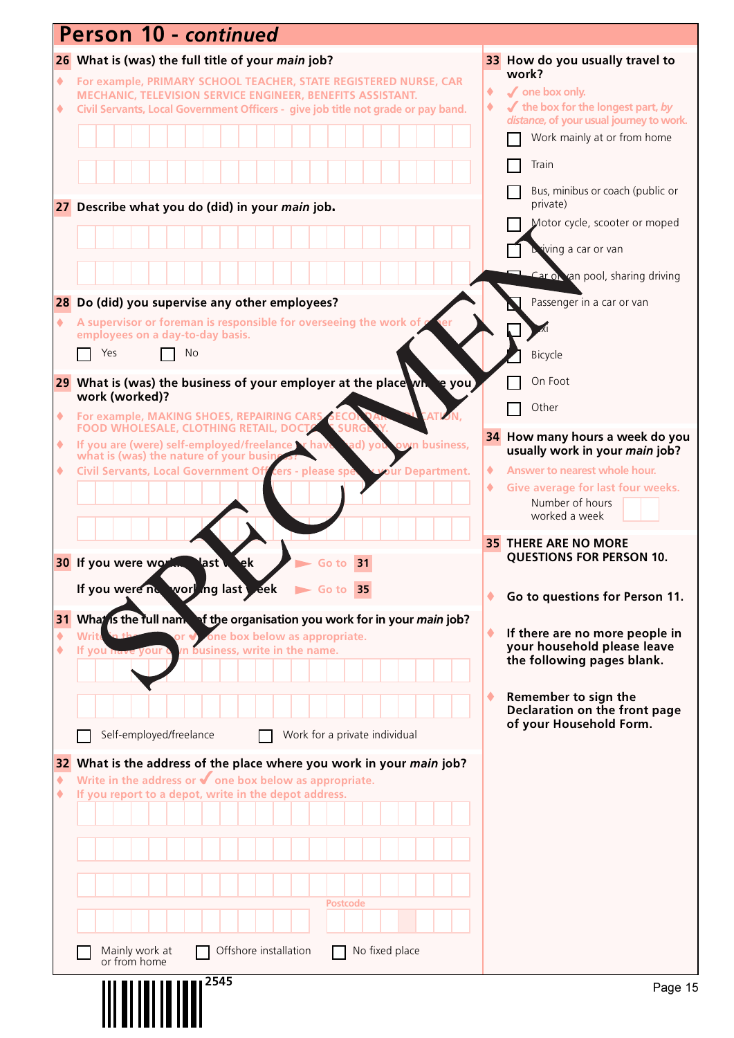# Person 10 - *continued*

**26 What is (was) the full title of your *main* job?**

- For example, PRIMARY SCHOOL TEACHER, STATE REGISTERED NURSE, CAR MECHANIC, TELEVISION SERVICE ENGINEER, BENEFITS ASSISTANT.
- Civil Servants, Local Government Officers - give job title not grade or pay band.

**27 Describe what you do (did) in your *main* job.**

**28 Do (did) you supervise any other employees?**

- A supervisor or foreman is responsible for overseeing the work of other employees on a day-to-day basis.

☐ Yes ☐ No

**29 What is (was) the business of your employer at the place where you work (worked)?**

- For example, MAKING SHOES, REPAIRING CARS, SECONDARY EDUCATION, FOOD WHOLESALE, CLOTHING RETAIL, DOCTORS SURGERY.
- If you are (were) self-employed/freelance or have (had) your own business, what is (was) the nature of your business?
- Civil Servants, Local Government Officers - please specify your Department.

**30** If you were working last week ➤ Go to **31**

If you were not working last week ➤ Go to **35**

**31 What is the full name of the organisation you work for in your *main* job?**

- Write in the name or ✓ one box below as appropriate.
- If you have your own business, write in the name.

☐ Self-employed/freelance ☐ Work for a private individual

**32 What is the address of the place where you work in your *main* job?**

- Write in the address or ✓ one box below as appropriate.
- If you report to a depot, write in the depot address.

Postcode

☐ Mainly work at or from home ☐ Offshore installation ☐ No fixed place

**33 How do you usually travel to work?**

- ✓ one box only.
- ✓ the box for the longest part, *by distance*, of your usual journey to work.

☐ Work mainly at or from home
☐ Train
☐ Bus, minibus or coach (public or private)
☐ Motor cycle, scooter or moped
☐ Driving a car or van
☐ Car or van pool, sharing driving
☐ Passenger in a car or van
☐ Taxi
☐ Bicycle
☐ On Foot
☐ Other

**34 How many hours a week do you usually work in your *main* job?**

- Answer to nearest whole hour.
- Give average for last four weeks.

Number of hours worked a week

**35 THERE ARE NO MORE QUESTIONS FOR PERSON 10.**

- **Go to questions for Person 11.**
- **If there are no more people in your household please leave the following pages blank.**
- **Remember to sign the Declaration on the front page of your Household Form.**

2545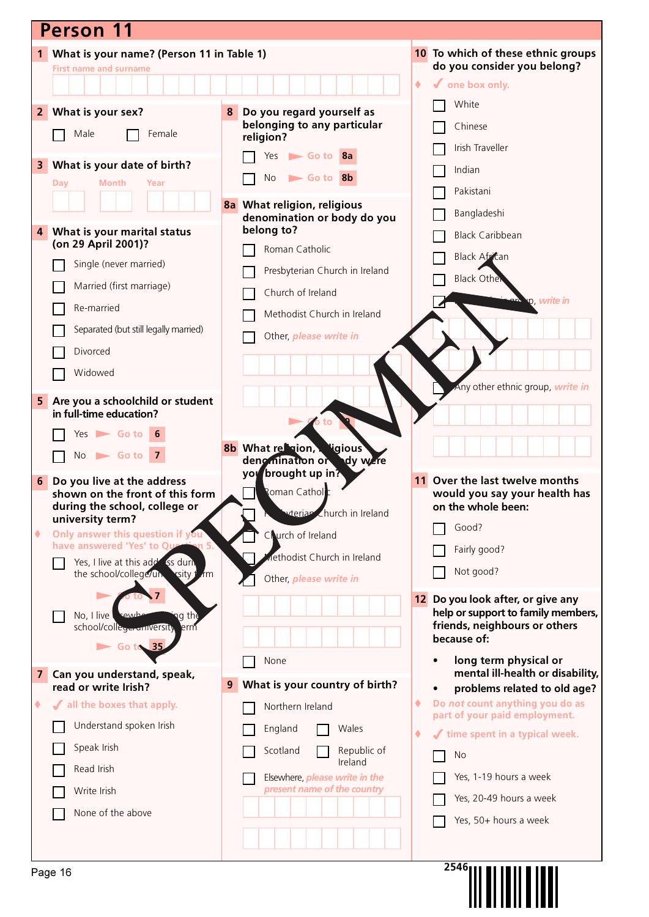# Person 11

**1 What is your name? (Person 11 in Table 1)**

First name and surname

**2 What is your sex?**

- ☐ Male
- ☐ Female

**3 What is your date of birth?**

Day / Month / Year

**4 What is your marital status (on 29 April 2001)?**

- ☐ Single (never married)
- ☐ Married (first marriage)
- ☐ Re-married
- ☐ Separated (but still legally married)
- ☐ Divorced
- ☐ Widowed

**5 Are you a schoolchild or student in full-time education?**

- ☐ Yes ► Go to 6
- ☐ No ► Go to 7

**6 Do you live at the address shown on the front of this form during the school, college or university term?**

♦ Only answer this question if you have answered 'Yes' to Question 5.

- ☐ Yes, I live at this address during the school/college/university term ► Go to 7
- ☐ No, I live elsewhere during the school/college/university term ► Go to 35

**7 Can you understand, speak, read or write Irish?**

♦ ✓ all the boxes that apply.

- ☐ Understand spoken Irish
- ☐ Speak Irish
- ☐ Read Irish
- ☐ Write Irish
- ☐ None of the above

**8 Do you regard yourself as belonging to any particular religion?**

- ☐ Yes ► Go to 8a
- ☐ No ► Go to 8b

**8a What religion, religious denomination or body do you belong to?**

- ☐ Roman Catholic
- ☐ Presbyterian Church in Ireland
- ☐ Church of Ireland
- ☐ Methodist Church in Ireland
- ☐ Other, please write in

► Go to 9

**8b What religion, religious denomination or body were you brought up in?**

- ☐ Roman Catholic
- ☐ Presbyterian Church in Ireland
- ☐ Church of Ireland
- ☐ Methodist Church in Ireland
- ☐ Other, please write in
- ☐ None

**9 What is your country of birth?**

- ☐ Northern Ireland
- ☐ England
- ☐ Wales
- ☐ Scotland
- ☐ Republic of Ireland
- ☐ Elsewhere, please write in the present name of the country

**10 To which of these ethnic groups do you consider you belong?**

♦ ✓ one box only.

- ☐ White
- ☐ Chinese
- ☐ Irish Traveller
- ☐ Indian
- ☐ Pakistani
- ☐ Bangladeshi
- ☐ Black Caribbean
- ☐ Black African
- ☐ Black Other
- ☐ Mixed ethnic group, write in
- ☐ Any other ethnic group, write in

**11 Over the last twelve months would you say your health has on the whole been:**

- ☐ Good?
- ☐ Fairly good?
- ☐ Not good?

**12 Do you look after, or give any help or support to family members, friends, neighbours or others because of:**

- long term physical or mental ill-health or disability,
- problems related to old age?

♦ Do *not* count anything you do as part of your paid employment.

♦ ✓ time spent in a typical week.

- ☐ No
- ☐ Yes, 1-19 hours a week
- ☐ Yes, 20-49 hours a week
- ☐ Yes, 50+ hours a week

SPECIMEN

2546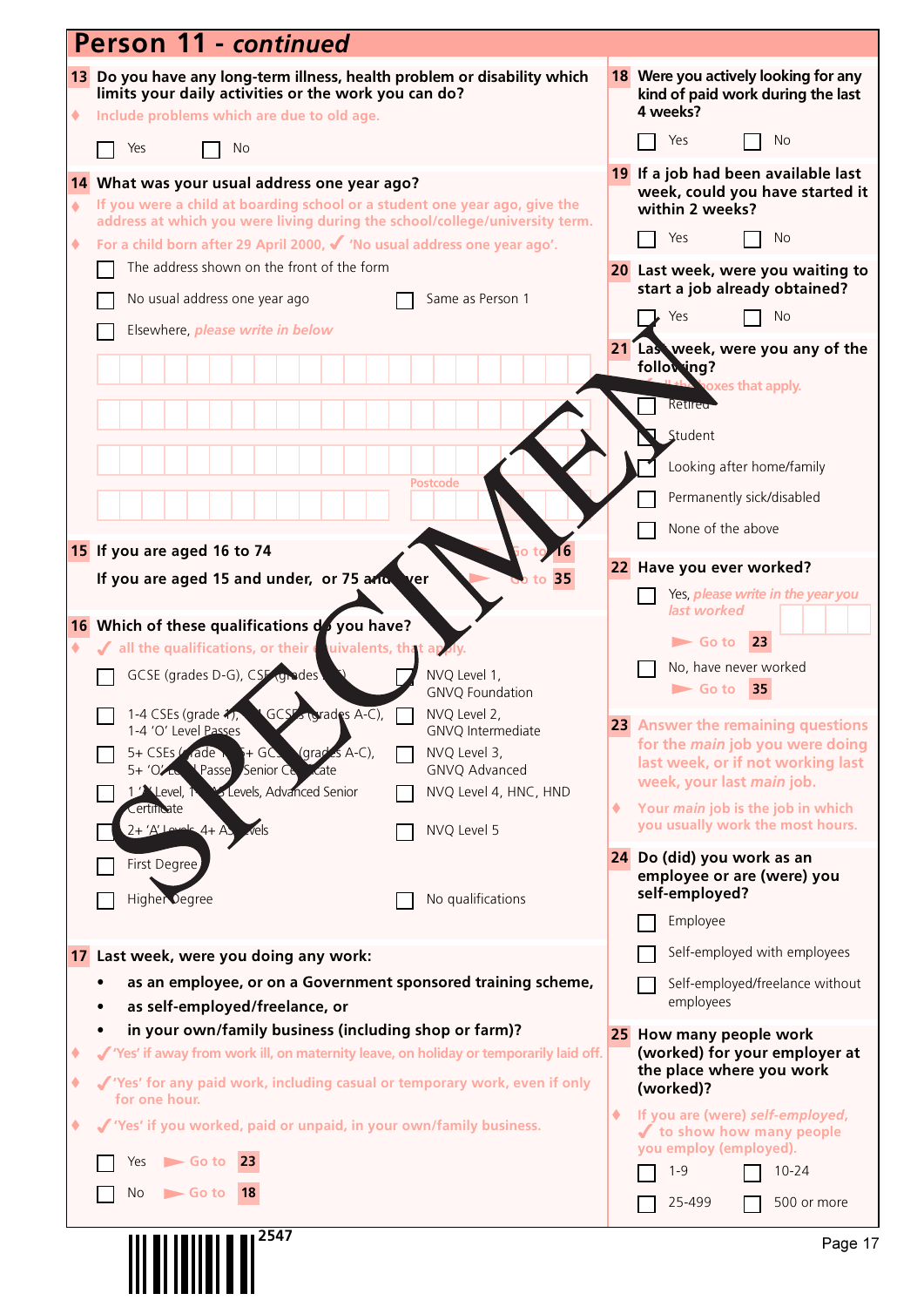# Person 11 - *continued*

**13 Do you have any long-term illness, health problem or disability which limits your daily activities or the work you can do?**

♦ Include problems which are due to old age.

☐ Yes ☐ No

**14 What was your usual address one year ago?**

♦ If you were a child at boarding school or a student one year ago, give the address at which you were living during the school/college/university term.

♦ For a child born after 29 April 2000, ✓ 'No usual address one year ago'.

☐ The address shown on the front of the form

☐ No usual address one year ago ☐ Same as Person 1

☐ Elsewhere, *please write in below*

Postcode

**15 If you are aged 16 to 74** ► Go to **16**

**If you are aged 15 and under, or 75 and over** ► Go to **35**

**16 Which of these qualifications do you have?**

♦ ✓ all the qualifications, or their equivalents, that apply.

☐ GCSE (grades D-G), CSE (grades 2-5)

☐ 1-4 CSEs (grade 1), 1-4 GCSEs (grades A-C), 1-4 'O' Level Passes

☐ 5+ CSEs (grade 1), 5+ GCSEs (grades A-C), 5+ 'O' Level Passes, Senior Certificate

☐ 1 'A' Level, 1-3 AS Levels, Advanced Senior Certificate

☐ 2+ 'A' Levels, 4+ AS Levels

☐ First Degree

☐ Higher Degree

☐ NVQ Level 1, GNVQ Foundation

☐ NVQ Level 2, GNVQ Intermediate

☐ NVQ Level 3, GNVQ Advanced

☐ NVQ Level 4, HNC, HND

☐ NVQ Level 5

☐ No qualifications

**17 Last week, were you doing any work:**

- **as an employee, or on a Government sponsored training scheme,**
- **as self-employed/freelance, or**
- **in your own/family business (including shop or farm)?**

♦ ✓ 'Yes' if away from work ill, on maternity leave, on holiday or temporarily laid off.

♦ ✓ 'Yes' for any paid work, including casual or temporary work, even if only for one hour.

♦ ✓ 'Yes' if you worked, paid or unpaid, in your own/family business.

☐ Yes ► Go to **23**

☐ No ► Go to **18**

**18 Were you actively looking for any kind of paid work during the last 4 weeks?**

☐ Yes ☐ No

**19 If a job had been available last week, could you have started it within 2 weeks?**

☐ Yes ☐ No

**20 Last week, were you waiting to start a job already obtained?**

☐ Yes ☐ No

**21 Last week, were you any of the following?**

♦ ✓ all the boxes that apply.

☐ Retired

☐ Student

☐ Looking after home/family

☐ Permanently sick/disabled

☐ None of the above

**22 Have you ever worked?**

☐ Yes, *please write in the year you last worked*

► Go to **23**

☐ No, have never worked

► Go to **35**

**23** Answer the remaining questions for the *main* job you were doing last week, or if not working last week, your last *main* job.

♦ Your *main* job is the job in which you usually work the most hours.

**24 Do (did) you work as an employee or are (were) you self-employed?**

☐ Employee

☐ Self-employed with employees

☐ Self-employed/freelance without employees

**25 How many people work (worked) for your employer at the place where you work (worked)?**

♦ If you are (were) *self-employed*, ✓ to show how many people you employ (employed).

☐ 1-9 ☐ 10-24

☐ 25-499 ☐ 500 or more

2547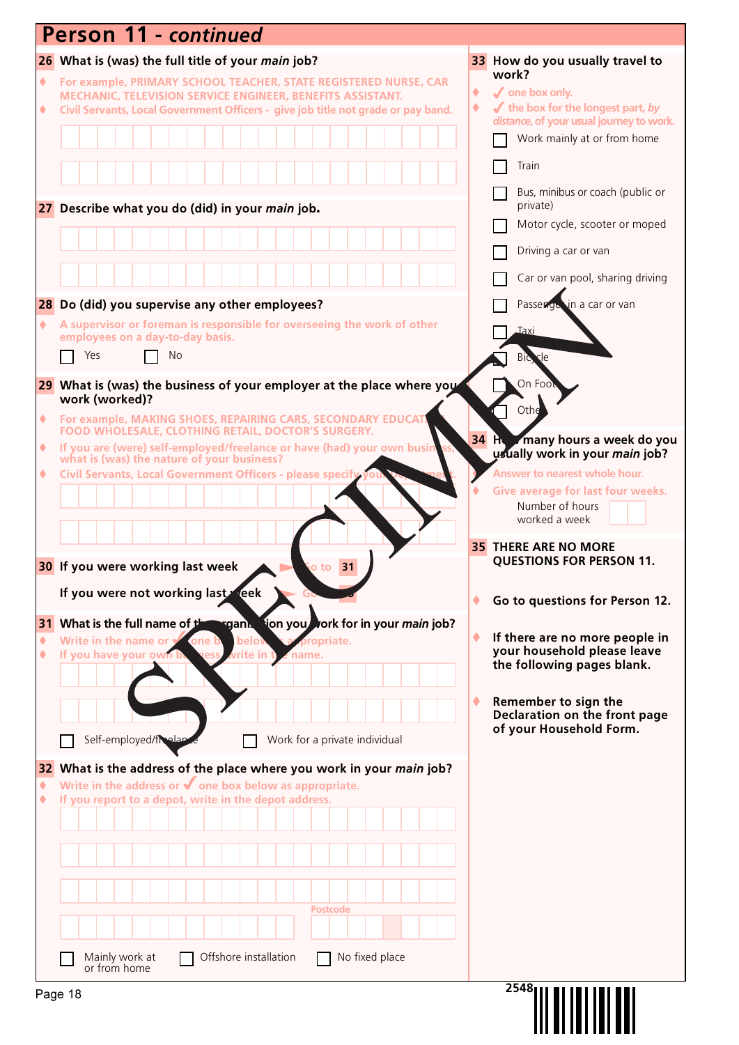# Person 11 - *continued*

**26 What is (was) the full title of your *main* job?**

- For example, PRIMARY SCHOOL TEACHER, STATE REGISTERED NURSE, CAR MECHANIC, TELEVISION SERVICE ENGINEER, BENEFITS ASSISTANT.
- Civil Servants, Local Government Officers - give job title not grade or pay band.

**27 Describe what you do (did) in your *main* job.**

**28 Do (did) you supervise any other employees?**

- A supervisor or foreman is responsible for overseeing the work of other employees on a day-to-day basis.

☐ Yes ☐ No

**29 What is (was) the business of your employer at the place where you work (worked)?**

- For example, MAKING SHOES, REPAIRING CARS, SECONDARY EDUCATION, FOOD WHOLESALE, CLOTHING RETAIL, DOCTOR'S SURGERY.
- If you are (were) self-employed/freelance or have (had) your own business, what is (was) the nature of your business?
- Civil Servants, Local Government Officers - please specify your department.

**30 If you were working last week** ► Go to **31**

**If you were not working last week** ► Go to **33**

**31 What is the full name of the organisation you work for in your *main* job?**

- Write in the name or ✓ one box below as appropriate.
- If you have your own business, write in the name.

☐ Self-employed/freelance ☐ Work for a private individual

**32 What is the address of the place where you work in your *main* job?**

- Write in the address or ✓ one box below as appropriate.
- If you report to a depot, write in the depot address.

Postcode

☐ Mainly work at or from home ☐ Offshore installation ☐ No fixed place

**33 How do you usually travel to work?**

- ✓ one box only.
- ✓ the box for the longest part, *by distance*, of your usual journey to work.

☐ Work mainly at or from home
☐ Train
☐ Bus, minibus or coach (public or private)
☐ Motor cycle, scooter or moped
☐ Driving a car or van
☐ Car or van pool, sharing driving
☐ Passenger in a car or van
☐ Taxi
☐ Bicycle
☐ On Foot
☐ Other

**34 How many hours a week do you usually work in your *main* job?**

- Answer to nearest whole hour.
- Give average for last four weeks.

Number of hours worked a week

**35 THERE ARE NO MORE QUESTIONS FOR PERSON 11.**

- **Go to questions for Person 12.**
- **If there are no more people in your household please leave the following pages blank.**
- **Remember to sign the Declaration on the front page of your Household Form.**

SPECIMEN

2548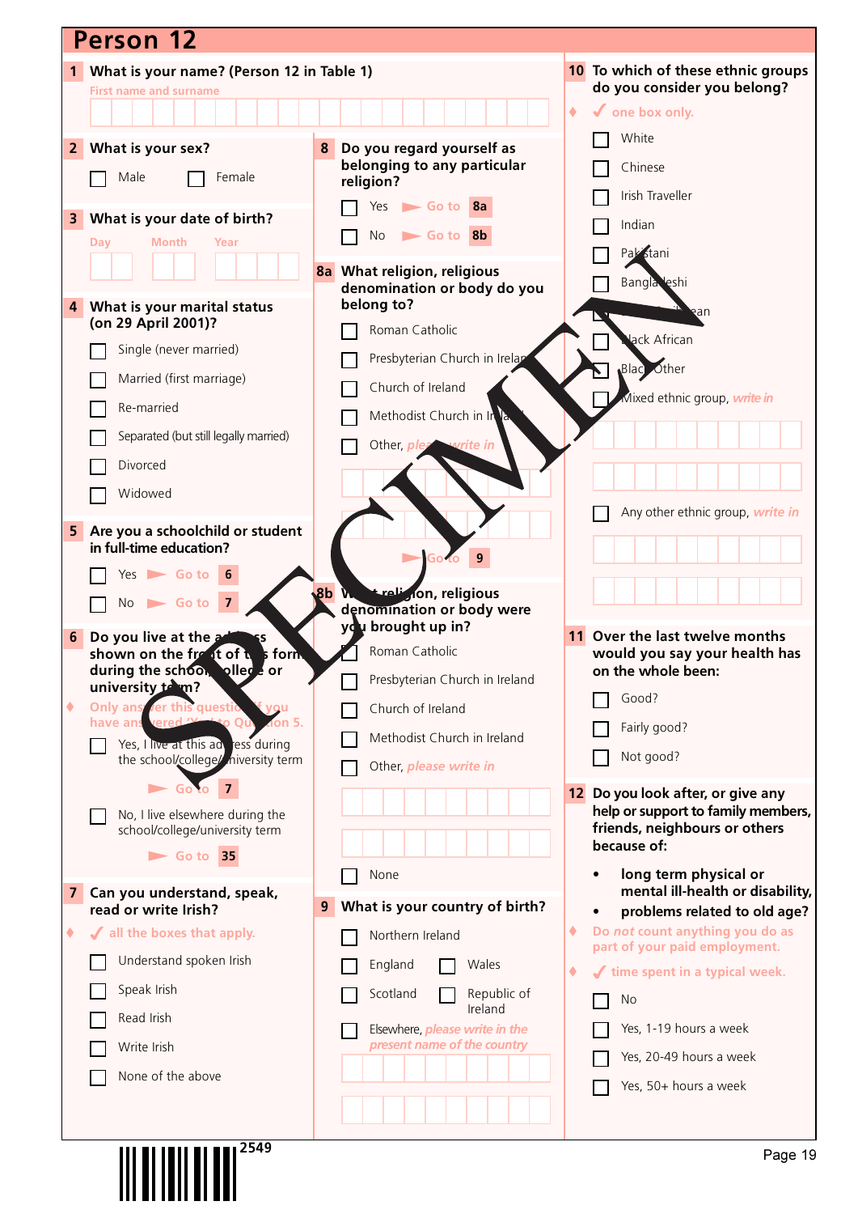# Person 12

**1 What is your name? (Person 12 in Table 1)**

First name and surname

**2 What is your sex?**

- ☐ Male
- ☐ Female

**3 What is your date of birth?**

Day | Month | Year

**4 What is your marital status (on 29 April 2001)?**

- ☐ Single (never married)
- ☐ Married (first marriage)
- ☐ Re-married
- ☐ Separated (but still legally married)
- ☐ Divorced
- ☐ Widowed

**5 Are you a schoolchild or student in full-time education?**

- ☐ Yes ► Go to **6**
- ☐ No ► Go to **7**

**6 Do you live at the address shown on the front of this form during the school, college or university term?**

♦ Only answer this question if you have answered 'Yes' to Question 5.

- ☐ Yes, I live at this address during the school/college/university term ► Go to **7**
- ☐ No, I live elsewhere during the school/college/university term ► Go to **35**

**7 Can you understand, speak, read or write Irish?**

♦ ✓ all the boxes that apply.

- ☐ Understand spoken Irish
- ☐ Speak Irish
- ☐ Read Irish
- ☐ Write Irish
- ☐ None of the above

**8 Do you regard yourself as belonging to any particular religion?**

- ☐ Yes ► Go to **8a**
- ☐ No ► Go to **8b**

**8a What religion, religious denomination or body do you belong to?**

- ☐ Roman Catholic
- ☐ Presbyterian Church in Ireland
- ☐ Church of Ireland
- ☐ Methodist Church in Ireland
- ☐ Other, *please write in*

► Go to **9**

**8b What religion, religious denomination or body were you brought up in?**

- ☐ Roman Catholic
- ☐ Presbyterian Church in Ireland
- ☐ Church of Ireland
- ☐ Methodist Church in Ireland
- ☐ Other, *please write in*
- ☐ None

**9 What is your country of birth?**

- ☐ Northern Ireland
- ☐ England
- ☐ Wales
- ☐ Scotland
- ☐ Republic of Ireland
- ☐ Elsewhere, *please write in the present name of the country*

**10 To which of these ethnic groups do you consider you belong?**

♦ ✓ one box only.

- ☐ White
- ☐ Chinese
- ☐ Irish Traveller
- ☐ Indian
- ☐ Pakistani
- ☐ Bangladeshi
- ☐ Black Caribbean
- ☐ Black African
- ☐ Black Other
- ☐ Mixed ethnic group, *write in*
- ☐ Any other ethnic group, *write in*

**11 Over the last twelve months would you say your health has on the whole been:**

- ☐ Good?
- ☐ Fairly good?
- ☐ Not good?

**12 Do you look after, or give any help or support to family members, friends, neighbours or others because of:**

- long term physical or mental ill-health or disability,
- problems related to old age?

♦ Do *not* count anything you do as part of your paid employment.

♦ ✓ time spent in a typical week.

- ☐ No
- ☐ Yes, 1-19 hours a week
- ☐ Yes, 20-49 hours a week
- ☐ Yes, 50+ hours a week

SPECIMEN

2549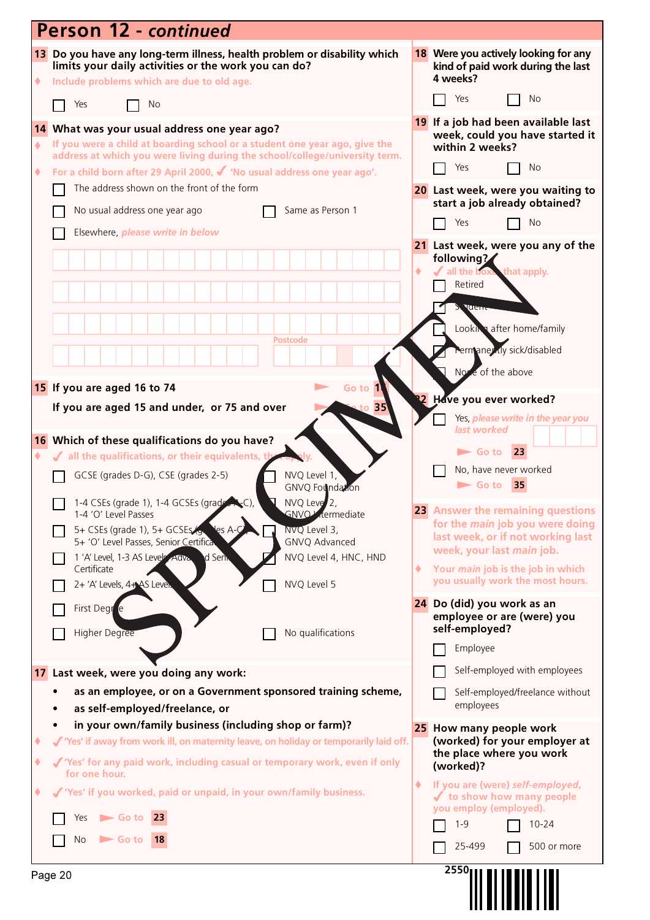# Person 12 - *continued*

**13 Do you have any long-term illness, health problem or disability which limits your daily activities or the work you can do?**

- Include problems which are due to old age.

☐ Yes ☐ No

**14 What was your usual address one year ago?**

- If you were a child at boarding school or a student one year ago, give the address at which you were living during the school/college/university term.
- For a child born after 29 April 2000, ✓ 'No usual address one year ago'.

☐ The address shown on the front of the form

☐ No usual address one year ago ☐ Same as Person 1

☐ Elsewhere, *please write in below*

Postcode

**15 If you are aged 16 to 74** ► Go to 16

**If you are aged 15 and under, or 75 and over** ► Go to 35

**16 Which of these qualifications do you have?**

- ✓ all the qualifications, or their equivalents, that apply.

☐ GCSE (grades D-G), CSE (grades 2-5)

☐ 1-4 CSEs (grade 1), 1-4 GCSEs (grades A-C), 1-4 'O' Level Passes

☐ 5+ CSEs (grade 1), 5+ GCSEs (grades A-C), 5+ 'O' Level Passes, Senior Certificate

☐ 1 'A' Level, 1-3 AS Levels, Advanced Senior Certificate

☐ 2+ 'A' Levels, 4+ AS Levels

☐ First Degree

☐ Higher Degree

☐ NVQ Level 1, GNVQ Foundation

☐ NVQ Level 2, GNVQ Intermediate

☐ NVQ Level 3, GNVQ Advanced

☐ NVQ Level 4, HNC, HND

☐ NVQ Level 5

☐ No qualifications

**17 Last week, were you doing any work:**

- **as an employee, or on a Government sponsored training scheme,**
- **as self-employed/freelance, or**
- **in your own/family business (including shop or farm)?**

- ✓ 'Yes' if away from work ill, on maternity leave, on holiday or temporarily laid off.
- ✓ 'Yes' for any paid work, including casual or temporary work, even if only for one hour.
- ✓ 'Yes' if you worked, paid or unpaid, in your own/family business.

☐ Yes ► Go to 23

☐ No ► Go to 18

**18 Were you actively looking for any kind of paid work during the last 4 weeks?**

☐ Yes ☐ No

**19 If a job had been available last week, could you have started it within 2 weeks?**

☐ Yes ☐ No

**20 Last week, were you waiting to start a job already obtained?**

☐ Yes ☐ No

**21 Last week, were you any of the following?**

- ✓ all the boxes that apply.

☐ Retired

☐ Student

☐ Looking after home/family

☐ Permanently sick/disabled

☐ None of the above

**22 Have you ever worked?**

☐ Yes, *please write in the year you last worked* ► Go to 23

☐ No, have never worked ► Go to 35

**23 Answer the remaining questions for the *main* job you were doing last week, or if not working last week, your last *main* job.**

- Your *main* job is the job in which you usually work the most hours.

**24 Do (did) you work as an employee or are (were) you self-employed?**

☐ Employee

☐ Self-employed with employees

☐ Self-employed/freelance without employees

**25 How many people work (worked) for your employer at the place where you work (worked)?**

- If you are (were) *self-employed*, ✓ to show how many people you employ (employed).

☐ 1-9 ☐ 10-24

☐ 25-499 ☐ 500 or more

SPECIMEN

2550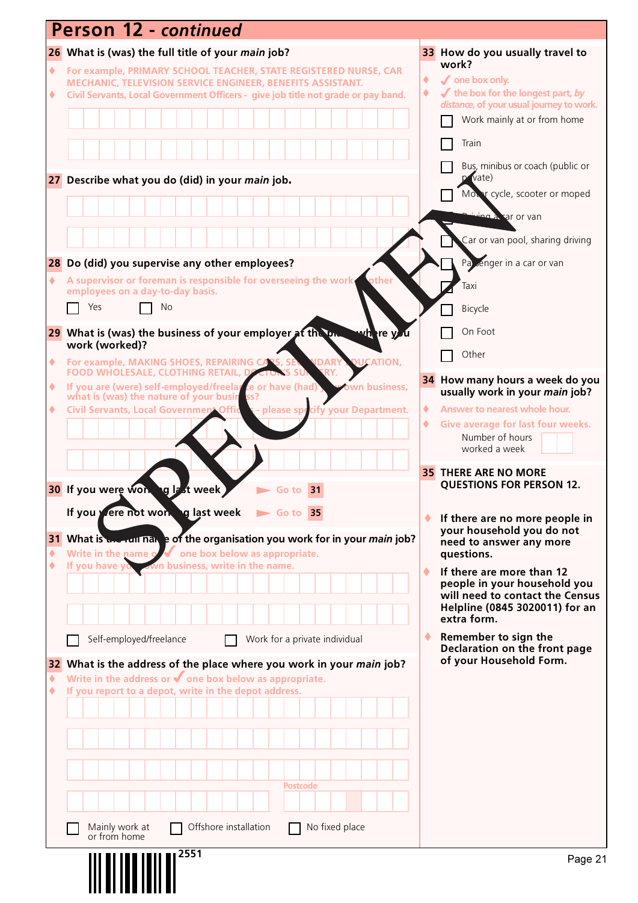# Person 12 - *continued*

**26 What is (was) the full title of your *main* job?**

- For example, PRIMARY SCHOOL TEACHER, STATE REGISTERED NURSE, CAR MECHANIC, TELEVISION SERVICE ENGINEER, BENEFITS ASSISTANT.
- Civil Servants, Local Government Officers - give job title not grade or pay band.

**27 Describe what you do (did) in your *main* job.**

**28 Do (did) you supervise any other employees?**

- A supervisor or foreman is responsible for overseeing the work of other employees on a day-to-day basis.

☐ Yes ☐ No

**29 What is (was) the business of your employer at the place where you work (worked)?**

- For example, MAKING SHOES, REPAIRING CARS, SECONDARY EDUCATION, FOOD WHOLESALE, CLOTHING RETAIL, DOCTORS SURGERY.
- If you are (were) self-employed/freelance or have (had) your own business, what is (was) the nature of your business?
- Civil Servants, Local Government Officers - please specify your Department.

**30** If you were working last week ➤ Go to **31**

If you were not working last week ➤ Go to **35**

**31 What is the full name of the organisation you work for in your *main* job?**

- Write in the name or ✓ one box below as appropriate.
- If you have your own business, write in the name.

☐ Self-employed/freelance ☐ Work for a private individual

**32 What is the address of the place where you work in your *main* job?**

- Write in the address or ✓ one box below as appropriate.
- If you report to a depot, write in the depot address.

Postcode

☐ Mainly work at or from home ☐ Offshore installation ☐ No fixed place

**33 How do you usually travel to work?**

- ✓ one box only.
- ✓ the box for the longest part, *by distance*, of your usual journey to work.

☐ Work mainly at or from home
☐ Train
☐ Bus, minibus or coach (public or private)
☐ Motor cycle, scooter or moped
☐ Driving a car or van
☐ Car or van pool, sharing driving
☐ Passenger in a car or van
☐ Taxi
☐ Bicycle
☐ On Foot
☐ Other

**34 How many hours a week do you usually work in your *main* job?**

- Answer to nearest whole hour.
- Give average for last four weeks.

Number of hours worked a week

**35 THERE ARE NO MORE QUESTIONS FOR PERSON 12.**

- **If there are no more people in your household you do not need to answer any more questions.**
- **If there are more than 12 people in your household you will need to contact the Census Helpline (0845 3020011) for an extra form.**
- **Remember to sign the Declaration on the front page of your Household Form.**

SPECIMEN

2551